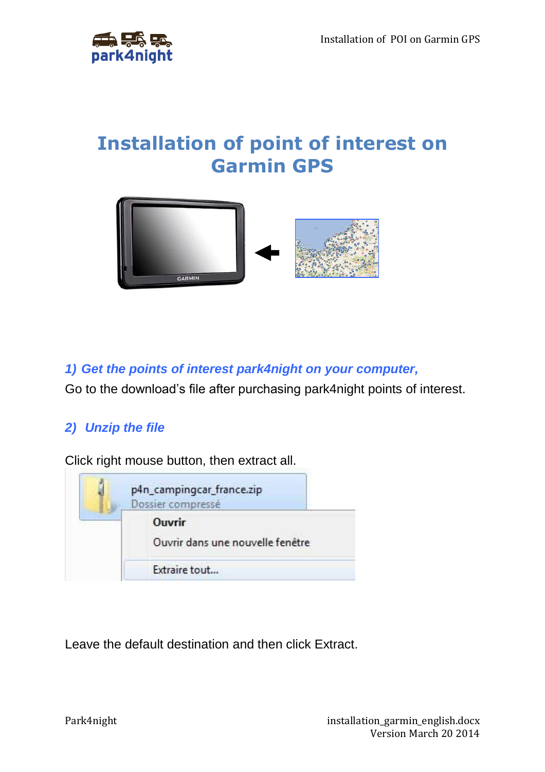# Installation of point of interest on Garmin GPS

### *1) Get the points of interest park4night on your computer,*

Go to the download's file after purchasing park4night points of interest.

### *2) Unzip the file*

Click right mouse button, then extract all.

Leave the default destination and then click Extract.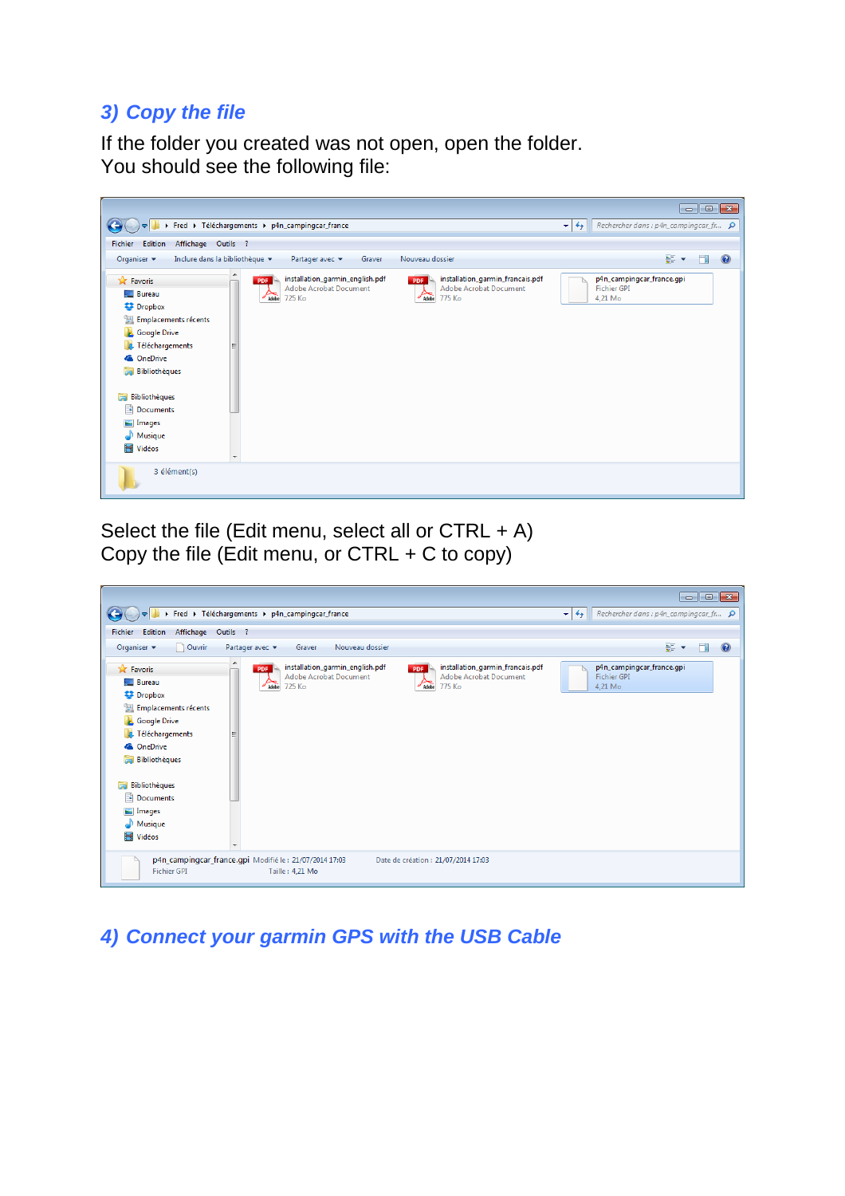## *3) Copy the file*

If the folder you created was not open, open the folder.
You should see the following file:

Select the file (Edit menu, select all or CTRL + A)
Copy the file (Edit menu, or CTRL + C to copy)

## *4) Connect your garmin GPS with the USB Cable*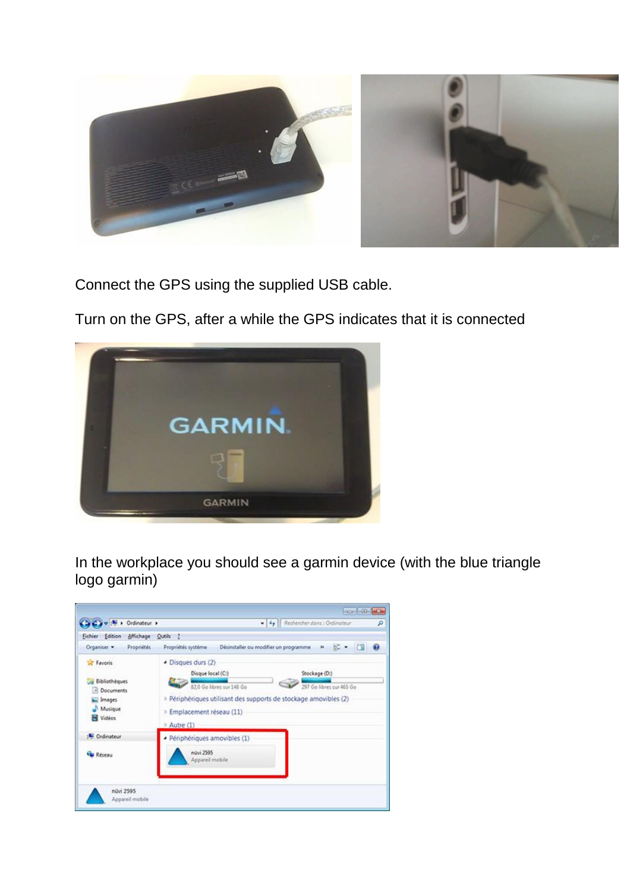Connect the GPS using the supplied USB cable.

Turn on the GPS, after a while the GPS indicates that it is connected

In the workplace you should see a garmin device (with the blue triangle logo garmin)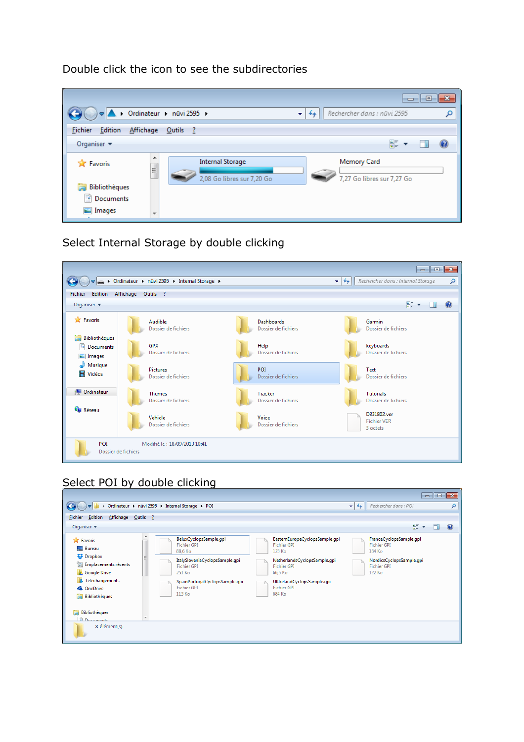Double click the icon to see the subdirectories

Select Internal Storage by double clicking

Select POI by double clicking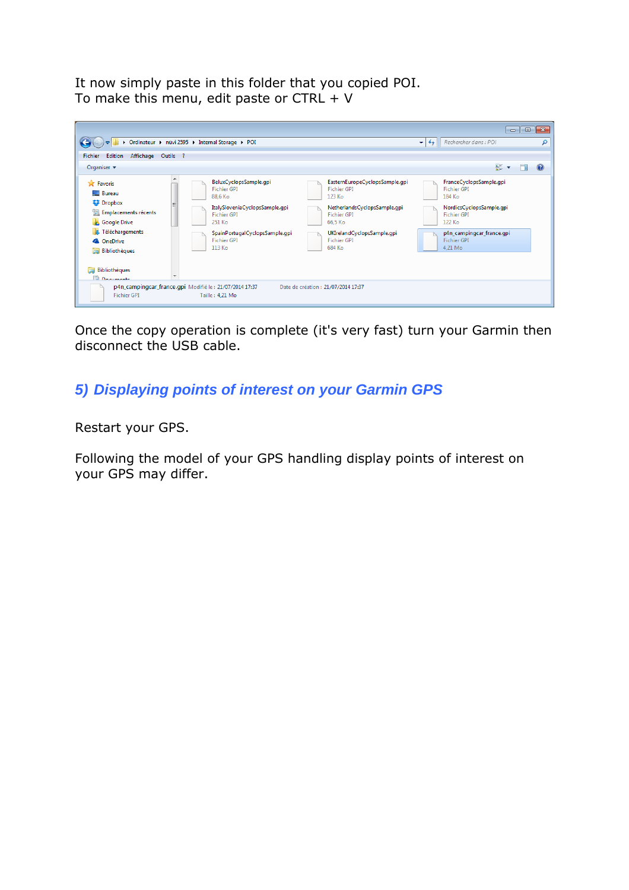It now simply paste in this folder that you copied POI.
To make this menu, edit paste or CTRL + V

Once the copy operation is complete (it's very fast) turn your Garmin then disconnect the USB cable.

## *5) Displaying points of interest on your Garmin GPS*

Restart your GPS.

Following the model of your GPS handling display points of interest on your GPS may differ.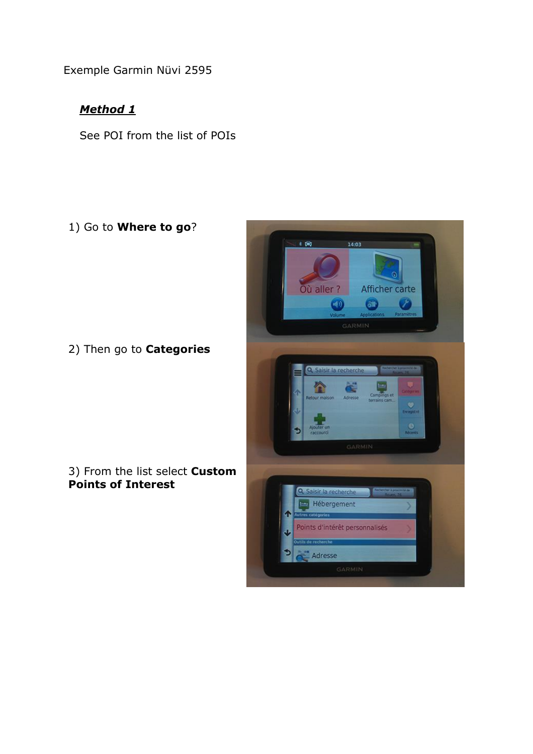Exemple Garmin Nüvi 2595

***Method 1***

See POI from the list of POIs

1) Go to **Where to go**?

2) Then go to **Categories**

3) From the list select **Custom Points of Interest**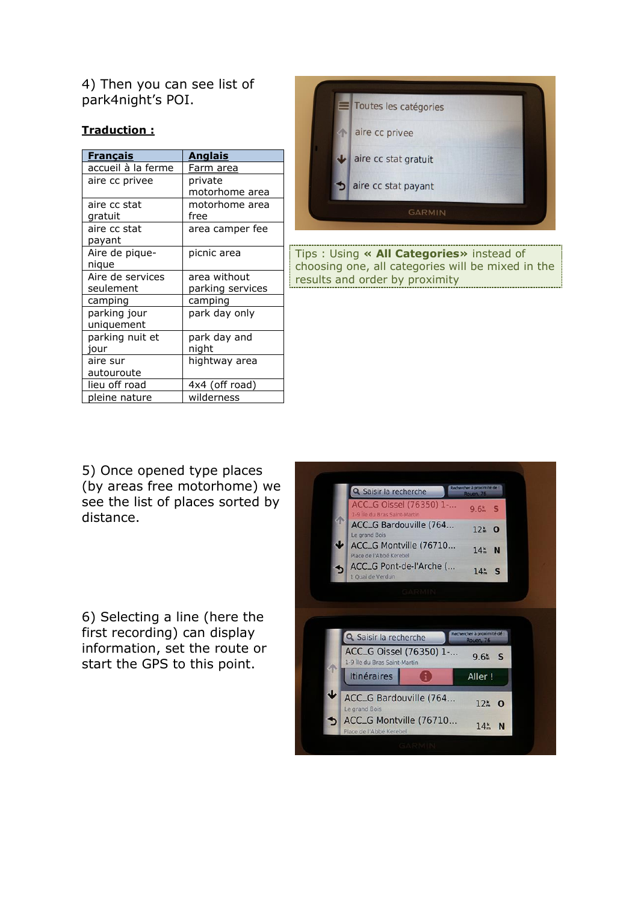4) Then you can see list of park4night's POI.

**Traduction :**

| **Français** | **Anglais** |
|---|---|
| accueil à la ferme | Farm area |
| aire cc privee | private motorhome area |
| aire cc stat gratuit | motorhome area free |
| aire cc stat payant | area camper fee |
| Aire de pique-nique | picnic area |
| Aire de services seulement | area without parking services |
| camping | camping |
| parking jour uniquement | park day only |
| parking nuit et jour | park day and night |
| aire sur autouroute | hightway area |
| lieu off road | 4x4 (off road) |
| pleine nature | wilderness |

Tips : Using **« All Categories»** instead of choosing one, all categories will be mixed in the results and order by proximity

5) Once opened type places (by areas free motorhome) we see the list of places sorted by distance.

6) Selecting a line (here the first recording) can display information, set the route or start the GPS to this point.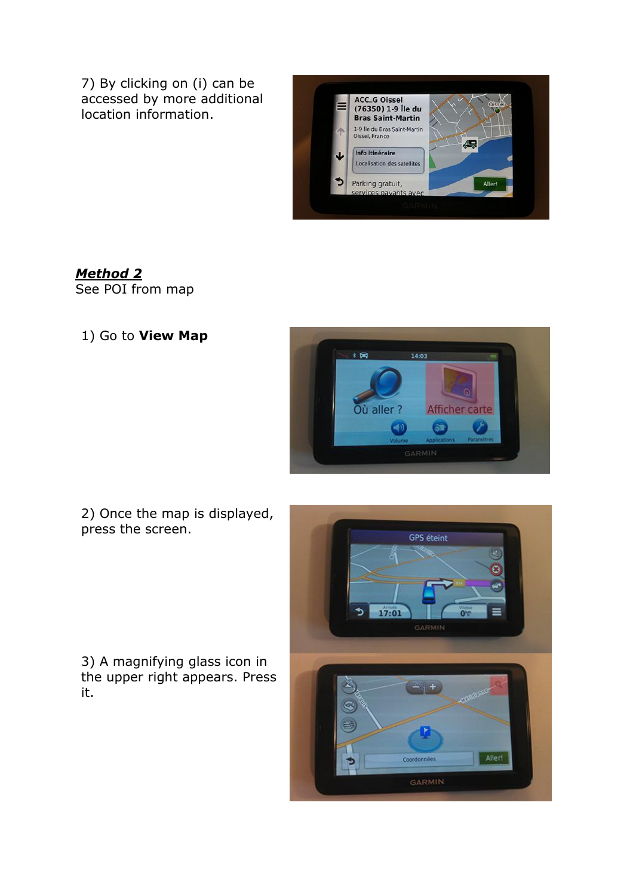7) By clicking on (i) can be accessed by more additional location information.

***Method 2***

See POI from map

1) Go to **View Map**

2) Once the map is displayed, press the screen.

3) A magnifying glass icon in the upper right appears. Press it.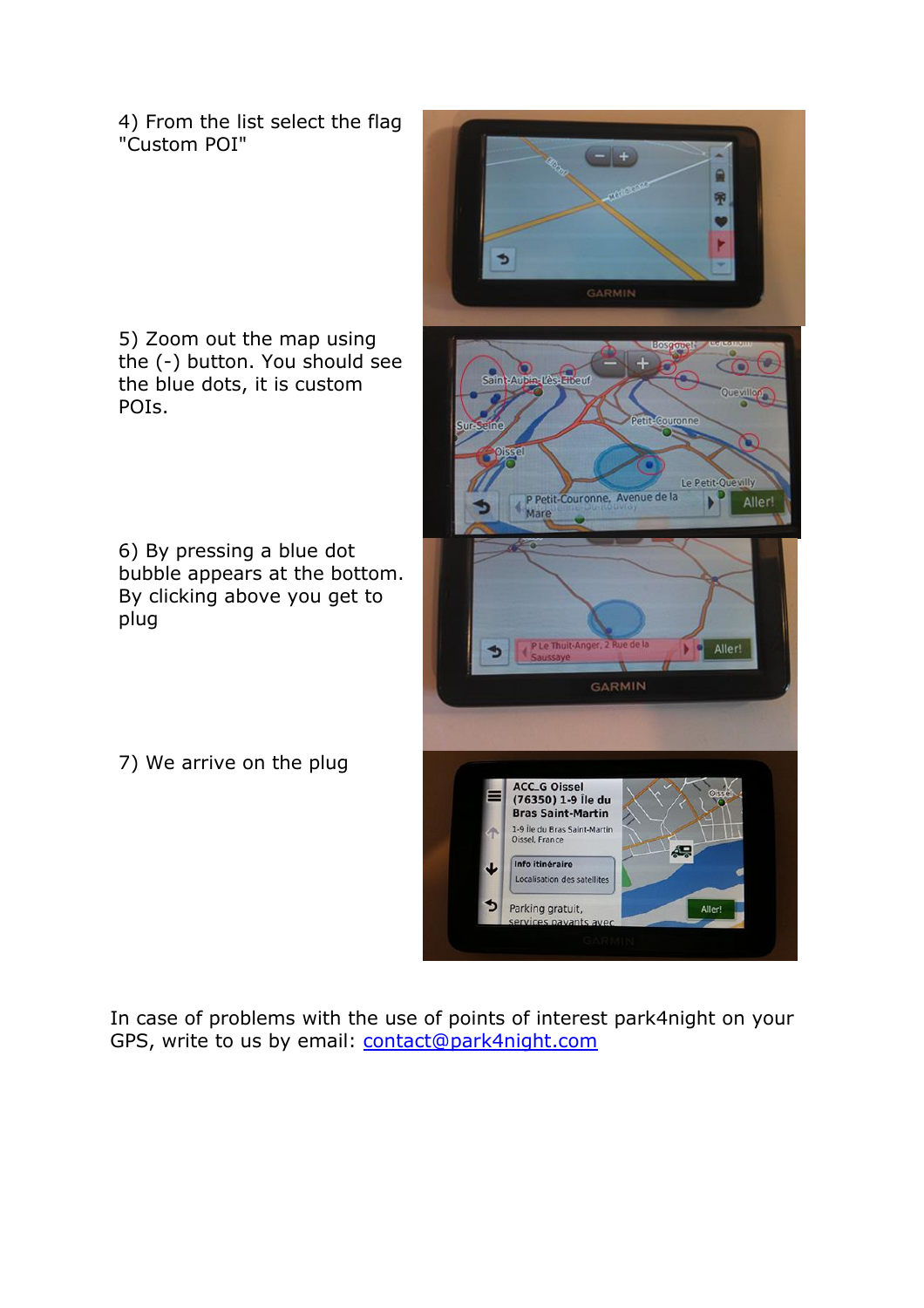4) From the list select the flag "Custom POI"

5) Zoom out the map using the (-) button. You should see the blue dots, it is custom POIs.

6) By pressing a blue dot bubble appears at the bottom. By clicking above you get to plug

7) We arrive on the plug

In case of problems with the use of points of interest park4night on your GPS, write to us by email: contact@park4night.com